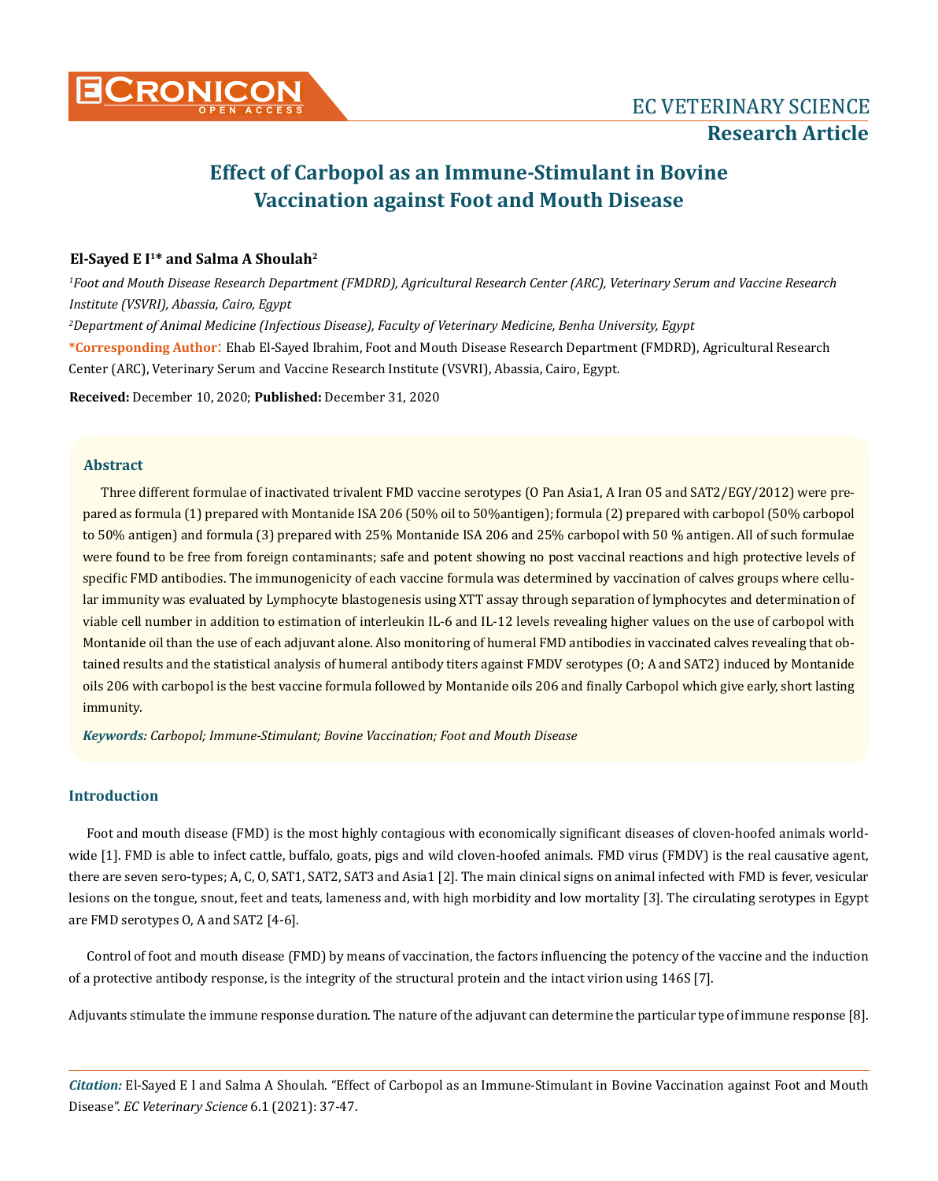# Effect of Carbopol as an Immune-Stimulant in Bovine Vaccination against Foot and Mouth Disease

**El-Sayed E I[1]* and Salma A Shoulah[2]**

*[1]Foot and Mouth Disease Research Department (FMDRD), Agricultural Research Center (ARC), Veterinary Serum and Vaccine Research Institute (VSVRI), Abassia, Cairo, Egypt*

*[2]Department of Animal Medicine (Infectious Disease), Faculty of Veterinary Medicine, Benha University, Egypt*

***Corresponding Author**: Ehab El-Sayed Ibrahim, Foot and Mouth Disease Research Department (FMDRD), Agricultural Research Center (ARC), Veterinary Serum and Vaccine Research Institute (VSVRI), Abassia, Cairo, Egypt.

**Received:** December 10, 2020; **Published:** December 31, 2020

## Abstract

Three different formulae of inactivated trivalent FMD vaccine serotypes (O Pan Asia1, A Iran O5 and SAT2/EGY/2012) were prepared as formula (1) prepared with Montanide ISA 206 (50% oil to 50%antigen); formula (2) prepared with carbopol (50% carbopol to 50% antigen) and formula (3) prepared with 25% Montanide ISA 206 and 25% carbopol with 50 % antigen. All of such formulae were found to be free from foreign contaminants; safe and potent showing no post vaccinal reactions and high protective levels of specific FMD antibodies. The immunogenicity of each vaccine formula was determined by vaccination of calves groups where cellular immunity was evaluated by Lymphocyte blastogenesis using XTT assay through separation of lymphocytes and determination of viable cell number in addition to estimation of interleukin IL-6 and IL-12 levels revealing higher values on the use of carbopol with Montanide oil than the use of each adjuvant alone. Also monitoring of humeral FMD antibodies in vaccinated calves revealing that obtained results and the statistical analysis of humeral antibody titers against FMDV serotypes (O; A and SAT2) induced by Montanide oils 206 with carbopol is the best vaccine formula followed by Montanide oils 206 and finally Carbopol which give early, short lasting immunity.

***Keywords:** Carbopol; Immune-Stimulant; Bovine Vaccination; Foot and Mouth Disease*

## Introduction

Foot and mouth disease (FMD) is the most highly contagious with economically significant diseases of cloven-hoofed animals worldwide [1]. FMD is able to infect cattle, buffalo, goats, pigs and wild cloven-hoofed animals. FMD virus (FMDV) is the real causative agent, there are seven sero-types; A, C, O, SAT1, SAT2, SAT3 and Asia1 [2]. The main clinical signs on animal infected with FMD is fever, vesicular lesions on the tongue, snout, feet and teats, lameness and, with high morbidity and low mortality [3]. The circulating serotypes in Egypt are FMD serotypes O, A and SAT2 [4-6].

Control of foot and mouth disease (FMD) by means of vaccination, the factors influencing the potency of the vaccine and the induction of a protective antibody response, is the integrity of the structural protein and the intact virion using 146S [7].

Adjuvants stimulate the immune response duration. The nature of the adjuvant can determine the particular type of immune response [8].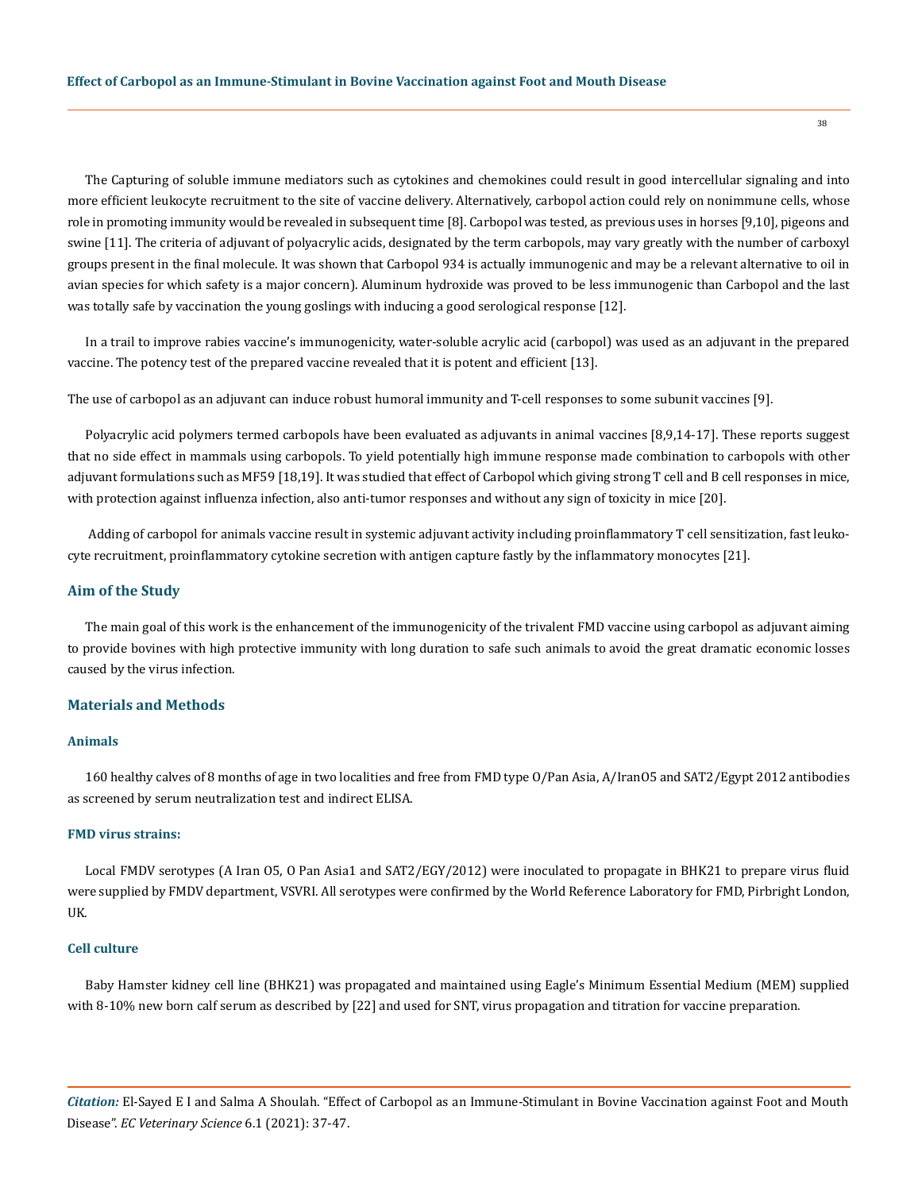The Capturing of soluble immune mediators such as cytokines and chemokines could result in good intercellular signaling and into more efficient leukocyte recruitment to the site of vaccine delivery. Alternatively, carbopol action could rely on nonimmune cells, whose role in promoting immunity would be revealed in subsequent time [8]. Carbopol was tested, as previous uses in horses [9,10], pigeons and swine [11]. The criteria of adjuvant of polyacrylic acids, designated by the term carbopols, may vary greatly with the number of carboxyl groups present in the final molecule. It was shown that Carbopol 934 is actually immunogenic and may be a relevant alternative to oil in avian species for which safety is a major concern). Aluminum hydroxide was proved to be less immunogenic than Carbopol and the last was totally safe by vaccination the young goslings with inducing a good serological response [12].

In a trail to improve rabies vaccine's immunogenicity, water-soluble acrylic acid (carbopol) was used as an adjuvant in the prepared vaccine. The potency test of the prepared vaccine revealed that it is potent and efficient [13].

The use of carbopol as an adjuvant can induce robust humoral immunity and T-cell responses to some subunit vaccines [9].

Polyacrylic acid polymers termed carbopols have been evaluated as adjuvants in animal vaccines [8,9,14-17]. These reports suggest that no side effect in mammals using carbopols. To yield potentially high immune response made combination to carbopols with other adjuvant formulations such as MF59 [18,19]. It was studied that effect of Carbopol which giving strong T cell and B cell responses in mice, with protection against influenza infection, also anti-tumor responses and without any sign of toxicity in mice [20].

Adding of carbopol for animals vaccine result in systemic adjuvant activity including proinflammatory T cell sensitization, fast leukocyte recruitment, proinflammatory cytokine secretion with antigen capture fastly by the inflammatory monocytes [21].

## Aim of the Study

The main goal of this work is the enhancement of the immunogenicity of the trivalent FMD vaccine using carbopol as adjuvant aiming to provide bovines with high protective immunity with long duration to safe such animals to avoid the great dramatic economic losses caused by the virus infection.

## Materials and Methods

### Animals

160 healthy calves of 8 months of age in two localities and free from FMD type O/Pan Asia, A/Iran05 and SAT2/Egypt 2012 antibodies as screened by serum neutralization test and indirect ELISA.

### FMD virus strains:

Local FMDV serotypes (A Iran 05, O Pan Asia1 and SAT2/EGY/2012) were inoculated to propagate in BHK21 to prepare virus fluid were supplied by FMDV department, VSVRI. All serotypes were confirmed by the World Reference Laboratory for FMD, Pirbright London, UK.

### Cell culture

Baby Hamster kidney cell line (BHK21) was propagated and maintained using Eagle's Minimum Essential Medium (MEM) supplied with 8-10% new born calf serum as described by [22] and used for SNT, virus propagation and titration for vaccine preparation.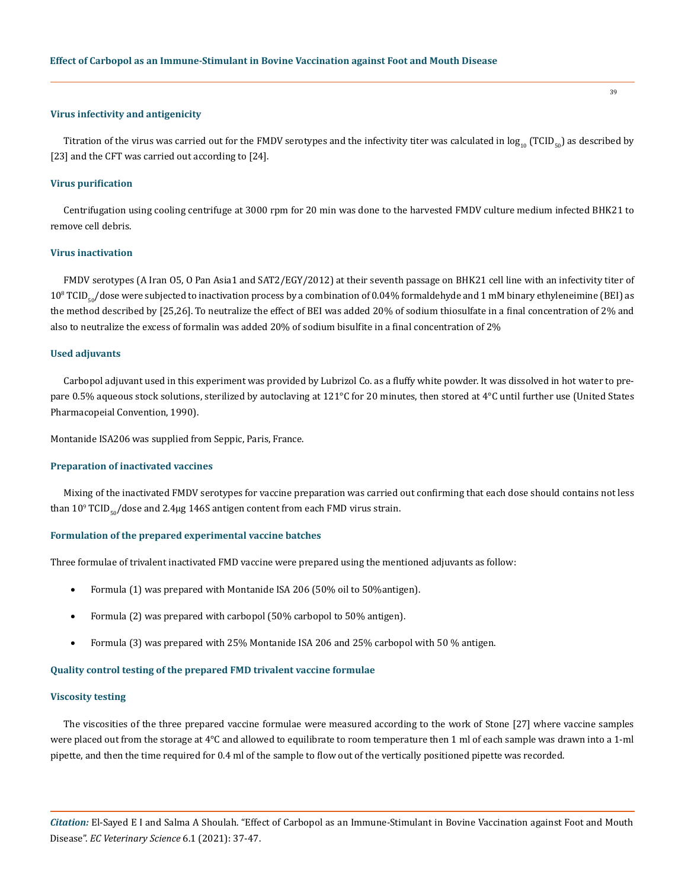### Virus infectivity and antigenicity

Titration of the virus was carried out for the FMDV serotypes and the infectivity titer was calculated in $\log_{10}$ ($TCID_{50}$) as described by [23] and the CFT was carried out according to [24].

### Virus purification

Centrifugation using cooling centrifuge at 3000 rpm for 20 min was done to the harvested FMDV culture medium infected BHK21 to remove cell debris.

### Virus inactivation

FMDV serotypes (A Iran O5, O Pan Asia1 and SAT2/EGY/2012) at their seventh passage on BHK21 cell line with an infectivity titer of $10^8$ $TCID_{50}$/dose were subjected to inactivation process by a combination of 0.04% formaldehyde and 1 mM binary ethyleneimine (BEI) as the method described by [25,26]. To neutralize the effect of BEI was added 20% of sodium thiosulfate in a final concentration of 2% and also to neutralize the excess of formalin was added 20% of sodium bisulfite in a final concentration of 2%

### Used adjuvants

Carbopol adjuvant used in this experiment was provided by Lubrizol Co. as a fluffy white powder. It was dissolved in hot water to prepare 0.5% aqueous stock solutions, sterilized by autoclaving at 121°C for 20 minutes, then stored at 4°C until further use (United States Pharmacopeial Convention, 1990).

Montanide ISA206 was supplied from Seppic, Paris, France.

### Preparation of inactivated vaccines

Mixing of the inactivated FMDV serotypes for vaccine preparation was carried out confirming that each dose should contains not less than $10^9$ $TCID_{50}$/dose and 2.4µg 146S antigen content from each FMD virus strain.

### Formulation of the prepared experimental vaccine batches

Three formulae of trivalent inactivated FMD vaccine were prepared using the mentioned adjuvants as follow:

- Formula (1) was prepared with Montanide ISA 206 (50% oil to 50%antigen).
- Formula (2) was prepared with carbopol (50% carbopol to 50% antigen).
- Formula (3) was prepared with 25% Montanide ISA 206 and 25% carbopol with 50 % antigen.

### Quality control testing of the prepared FMD trivalent vaccine formulae

### Viscosity testing

The viscosities of the three prepared vaccine formulae were measured according to the work of Stone [27] where vaccine samples were placed out from the storage at 4°C and allowed to equilibrate to room temperature then 1 ml of each sample was drawn into a 1-ml pipette, and then the time required for 0.4 ml of the sample to flow out of the vertically positioned pipette was recorded.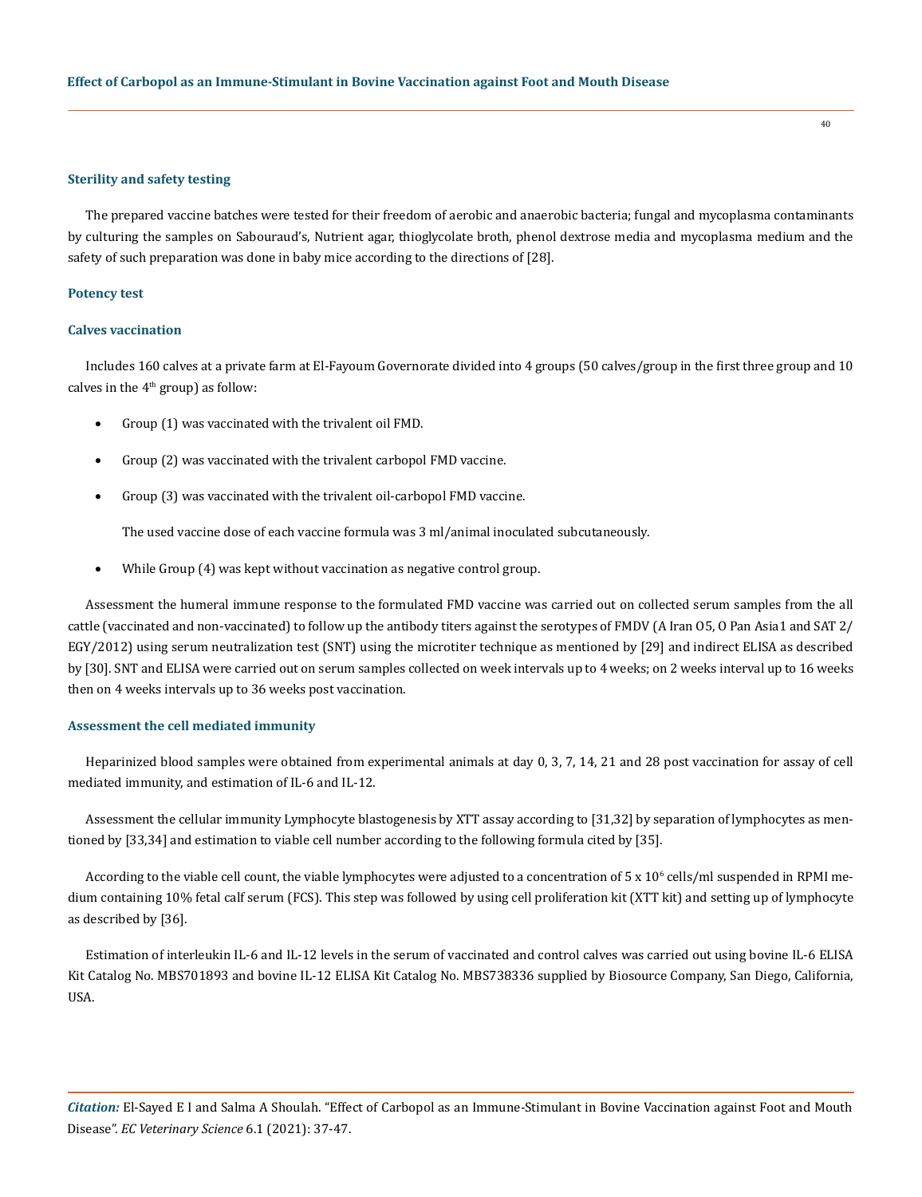### Sterility and safety testing

The prepared vaccine batches were tested for their freedom of aerobic and anaerobic bacteria; fungal and mycoplasma contaminants by culturing the samples on Sabouraud's, Nutrient agar, thioglycolate broth, phenol dextrose media and mycoplasma medium and the safety of such preparation was done in baby mice according to the directions of [28].

### Potency test

### Calves vaccination

Includes 160 calves at a private farm at El-Fayoum Governorate divided into 4 groups (50 calves/group in the first three group and 10 calves in the 4th group) as follow:

- Group (1) was vaccinated with the trivalent oil FMD.
- Group (2) was vaccinated with the trivalent carbopol FMD vaccine.
- Group (3) was vaccinated with the trivalent oil-carbopol FMD vaccine.

  The used vaccine dose of each vaccine formula was 3 ml/animal inoculated subcutaneously.

- While Group (4) was kept without vaccination as negative control group.

Assessment the humeral immune response to the formulated FMD vaccine was carried out on collected serum samples from the all cattle (vaccinated and non-vaccinated) to follow up the antibody titers against the serotypes of FMDV (A Iran O5, O Pan Asia1 and SAT 2/EGY/2012) using serum neutralization test (SNT) using the microtiter technique as mentioned by [29] and indirect ELISA as described by [30]. SNT and ELISA were carried out on serum samples collected on week intervals up to 4 weeks; on 2 weeks interval up to 16 weeks then on 4 weeks intervals up to 36 weeks post vaccination.

### Assessment the cell mediated immunity

Heparinized blood samples were obtained from experimental animals at day 0, 3, 7, 14, 21 and 28 post vaccination for assay of cell mediated immunity, and estimation of IL-6 and IL-12.

Assessment the cellular immunity Lymphocyte blastogenesis by XTT assay according to [31,32] by separation of lymphocytes as mentioned by [33,34] and estimation to viable cell number according to the following formula cited by [35].

According to the viable cell count, the viable lymphocytes were adjusted to a concentration of $5 \times 10^6$ cells/ml suspended in RPMI medium containing 10% fetal calf serum (FCS). This step was followed by using cell proliferation kit (XTT kit) and setting up of lymphocyte as described by [36].

Estimation of interleukin IL-6 and IL-12 levels in the serum of vaccinated and control calves was carried out using bovine IL-6 ELISA Kit Catalog No. MBS701893 and bovine IL-12 ELISA Kit Catalog No. MBS738336 supplied by Biosource Company, San Diego, California, USA.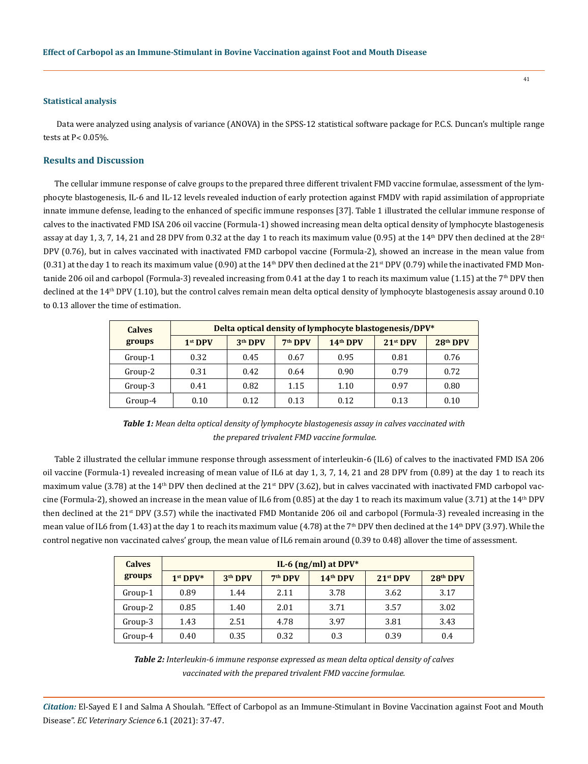### Statistical analysis

Data were analyzed using analysis of variance (ANOVA) in the SPSS-12 statistical software package for P.C.S. Duncan's multiple range tests at P< 0.05%.

## Results and Discussion

The cellular immune response of calve groups to the prepared three different trivalent FMD vaccine formulae, assessment of the lymphocyte blastogenesis, IL-6 and IL-12 levels revealed induction of early protection against FMDV with rapid assimilation of appropriate innate immune defense, leading to the enhanced of specific immune responses [37]. Table 1 illustrated the cellular immune response of calves to the inactivated FMD ISA 206 oil vaccine (Formula-1) showed increasing mean delta optical density of lymphocyte blastogenesis assay at day 1, 3, 7, 14, 21 and 28 DPV from 0.32 at the day 1 to reach its maximum value (0.95) at the 14th DPV then declined at the 28st DPV (0.76), but in calves vaccinated with inactivated FMD carbopol vaccine (Formula-2), showed an increase in the mean value from (0.31) at the day 1 to reach its maximum value (0.90) at the 14th DPV then declined at the 21st DPV (0.79) while the inactivated FMD Montanide 206 oil and carbopol (Formula-3) revealed increasing from 0.41 at the day 1 to reach its maximum value (1.15) at the 7th DPV then declined at the 14th DPV (1.10), but the control calves remain mean delta optical density of lymphocyte blastogenesis assay around 0.10 to 0.13 allover the time of estimation.

| Calves groups | Delta optical density of lymphocyte blastogenesis/DPV* | | | | | |
|---|---|---|---|---|---|---|
| | 1st DPV | 3th DPV | 7th DPV | 14th DPV | 21st DPV | 28th DPV |
| Group-1 | 0.32 | 0.45 | 0.67 | 0.95 | 0.81 | 0.76 |
| Group-2 | 0.31 | 0.42 | 0.64 | 0.90 | 0.79 | 0.72 |
| Group-3 | 0.41 | 0.82 | 1.15 | 1.10 | 0.97 | 0.80 |
| Group-4 | 0.10 | 0.12 | 0.13 | 0.12 | 0.13 | 0.10 |

***Table 1:*** *Mean delta optical density of lymphocyte blastogenesis assay in calves vaccinated with the prepared trivalent FMD vaccine formulae.*

Table 2 illustrated the cellular immune response through assessment of interleukin-6 (IL6) of calves to the inactivated FMD ISA 206 oil vaccine (Formula-1) revealed increasing of mean value of IL6 at day 1, 3, 7, 14, 21 and 28 DPV from (0.89) at the day 1 to reach its maximum value (3.78) at the 14th DPV then declined at the 21st DPV (3.62), but in calves vaccinated with inactivated FMD carbopol vaccine (Formula-2), showed an increase in the mean value of IL6 from (0.85) at the day 1 to reach its maximum value (3.71) at the 14th DPV then declined at the 21st DPV (3.57) while the inactivated FMD Montanide 206 oil and carbopol (Formula-3) revealed increasing in the mean value of IL6 from (1.43) at the day 1 to reach its maximum value (4.78) at the 7th DPV then declined at the 14th DPV (3.97). While the control negative non vaccinated calves' group, the mean value of IL6 remain around (0.39 to 0.48) allover the time of assessment.

| Calves groups | IL-6 (ng/ml) at DPV* | | | | | |
|---|---|---|---|---|---|---|
| | 1st DPV* | 3th DPV | 7th DPV | 14th DPV | 21st DPV | 28th DPV |
| Group-1 | 0.89 | 1.44 | 2.11 | 3.78 | 3.62 | 3.17 |
| Group-2 | 0.85 | 1.40 | 2.01 | 3.71 | 3.57 | 3.02 |
| Group-3 | 1.43 | 2.51 | 4.78 | 3.97 | 3.81 | 3.43 |
| Group-4 | 0.40 | 0.35 | 0.32 | 0.3 | 0.39 | 0.4 |

***Table 2:*** *Interleukin-6 immune response expressed as mean delta optical density of calves vaccinated with the prepared trivalent FMD vaccine formulae.*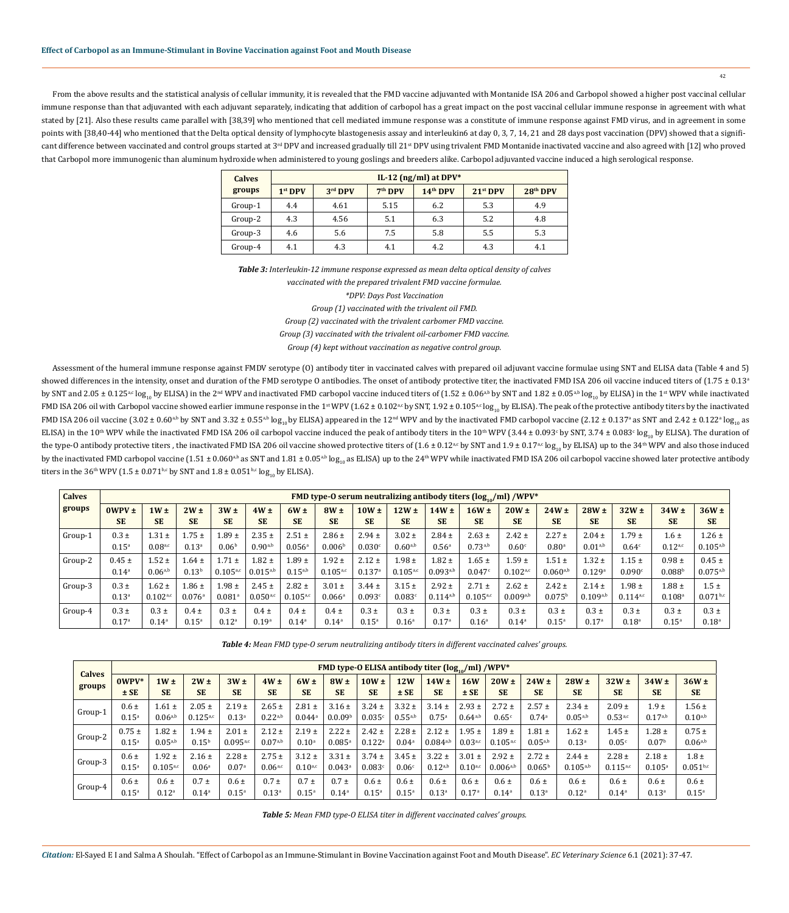From the above results and the statistical analysis of cellular immunity, it is revealed that the FMD vaccine adjuvanted with Montanide ISA 206 and Carbopol showed a higher post vaccinal cellular immune response than that adjuvanted with each adjuvant separately, indicating that addition of carbopol has a great impact on the post vaccinal cellular immune response in agreement with what stated by [21]. Also these results came parallel with [38,39] who mentioned that cell mediated immune response was a constitute of immune response against FMD virus, and in agreement in some points with [38,40-44] who mentioned that the Delta optical density of lymphocyte blastogenesis assay and interleukin6 at day 0, 3, 7, 14, 21 and 28 days post vaccination (DPV) showed that a significant difference between vaccinated and control groups started at 3rd DPV and increased gradually till 21st DPV using trivalent FMD Montanide inactivated vaccine and also agreed with [12] who proved that Carbopol more immunogenic than aluminum hydroxide when administered to young goslings and breeders alike. Carbopol adjuvanted vaccine induced a high serological response.

| Calves groups | IL-12 (ng/ml) at DPV* | | | | | |
|---|---|---|---|---|---|---|
| | 1st DPV | 3rd DPV | 7th DPV | 14th DPV | 21st DPV | 28th DPV |
| Group-1 | 4.4 | 4.61 | 5.15 | 6.2 | 5.3 | 4.9 |
| Group-2 | 4.3 | 4.56 | 5.1 | 6.3 | 5.2 | 4.8 |
| Group-3 | 4.6 | 5.6 | 7.5 | 5.8 | 5.5 | 5.3 |
| Group-4 | 4.1 | 4.3 | 4.1 | 4.2 | 4.3 | 4.1 |

***Table 3:*** *Interleukin-12 immune response expressed as mean delta optical density of calves vaccinated with the prepared trivalent FMD vaccine formulae.*

*\*DPV: Days Post Vaccination*

*Group (1) vaccinated with the trivalent oil FMD.*

*Group (2) vaccinated with the trivalent carbomer FMD vaccine.*

*Group (3) vaccinated with the trivalent oil-carbomer FMD vaccine.*

*Group (4) kept without vaccination as negative control group.*

Assessment of the humeral immune response against FMDV serotype (O) antibody titer in vaccinated calves with prepared oil adjuvant vaccine formulae using SNT and ELISA data (Table 4 and 5) showed differences in the intensity, onset and duration of the FMD serotype O antibodies. The onset of antibody protective titer, the inactivated FMD ISA 206 oil vaccine induced titers of (1.75 ± 0.13[a] by SNT and 2.05 ± 0.125[a,c] $\log_{10}$ by ELISA) in the 2nd WPV and inactivated FMD carbopol vaccine induced titers of (1.52 ± 0.06[a,b] by SNT and 1.82 ± 0.05[a,b] $\log_{10}$ by ELISA) in the 1st WPV while inactivated FMD ISA 206 oil with Carbopol vaccine showed earlier immune response in the 1st WPV (1.62 ± 0.102[a,c] by SNT, 1.92 ± 0.105[a,c] $\log_{10}$ by ELISA). The peak of the protective antibody titers by the inactivated FMD ISA 206 oil vaccine (3.02 ± 0.60[a,b] by SNT and 3.32 ± 0.55[a,b] $\log_{10}$ by ELISA) appeared in the 12nd WPV and by the inactivated FMD carbopol vaccine (2.12 ± 0.137[a] as SNT and 2.42 ± 0.122[a] $\log_{10}$ as ELISA) in the 10th WPV while the inactivated FMD ISA 206 oil carbopol vaccine induced the peak of antibody titers in the 10th WPV (3.44 ± 0.093[c] by SNT, 3.74 ± 0.083[c] $\log_{10}$ by ELISA). The duration of the type-O antibody protective titers, the inactivated FMD ISA 206 oil vaccine showed protective titers of (1.6 ± 0.12[a,c] by SNT and 1.9 ± 0.17[a,c] $\log_{10}$ by ELISA) up to the 34th WPV and also those induced by the inactivated FMD carbopol vaccine (1.51 ± 0.060[a,b] as SNT and 1.81 ± 0.05[a,b] $\log_{10}$ as ELISA) up to the 24th WPV while inactivated FMD ISA 206 oil carbopol vaccine showed later protective antibody titers in the 36th WPV (1.5 ± 0.071[b,c] by SNT and 1.8 ± 0.051[b,c] $\log_{10}$ by ELISA).

| Calves groups | FMD type-O serum neutralizing antibody titers ($\log_{10}$/ml) /WPV* | | | | | | | | | | | | | | | | |
|---|---|---|---|---|---|---|---|---|---|---|---|---|---|---|---|---|---|
| | 0WPV ± SE | 1W ± SE | 2W ± SE | 3W ± SE | 4W ± SE | 6W ± SE | 8W ± SE | 10W ± SE | 12W ± SE | 14W ± SE | 16W ± SE | 20W ± SE | 24W ± SE | 28W ± SE | 32W ± SE | 34W ± SE | 36W ± SE |
| Group-1 | 0.3 ± 0.15[a] | 1.31 ± 0.08[a,c] | 1.75 ± 0.13[a] | 1.89 ± 0.06[b] | 2.35 ± 0.90[a,b] | 2.51 ± 0.056[a] | 2.86 ± 0.006[b] | 2.94 ± 0.030[c] | 3.02 ± 0.60[a,b] | 2.84 ± 0.56[a] | 2.63 ± 0.73[a,b] | 2.42 ± 0.60[c] | 2.27 ± 0.80[a] | 2.04 ± 0.01[a,b] | 1.79 ± 0.64[c] | 1.6 ± 0.12[a,c] | 1.26 ± 0.105[a,b] |
| Group-2 | 0.45 ± 0.14[a] | 1.52 ± 0.06[a,b] | 1.64 ± 0.13[b] | 1.71 ± 0.105[a,c] | 1.82 ± 0.015[a,b] | 1.89 ± 0.15[a,b] | 1.92 ± 0.105[a,c] | 2.12 ± 0.137[a] | 1.98 ± 0.105[a,c] | 1.82 ± 0.093[a,b] | 1.65 ± 0.047[c] | 1.59 ± 0.102[a,c] | 1.51 ± 0.060[a,b] | 1.32 ± 0.129[a] | 1.15 ± 0.090[c] | 0.98 ± 0.088[b] | 0.45 ± 0.075[a,b] |
| Group-3 | 0.3 ± 0.13[a] | 1.62 ± 0.102[a,c] | 1.86 ± 0.076[a] | 1.98 ± 0.081[a] | 2.45 ± 0.050[a,c] | 2.82 ± 0.105[a,c] | 3.01 ± 0.066[a] | 3.44 ± 0.093[c] | 3.15 ± 0.083[c] | 2.92 ± 0.114[a,b] | 2.71 ± 0.105[a,c] | 2.62 ± 0.009[a,b] | 2.42 ± 0.075[b] | 2.14 ± 0.109[a,b] | 1.98 ± 0.114[a,c] | 1.88 ± 0.108[a] | 1.5 ± 0.071[b,c] |
| Group-4 | 0.3 ± 0.17[a] | 0.3 ± 0.14[a] | 0.4 ± 0.15[a] | 0.3 ± 0.12[a] | 0.4 ± 0.19[a] | 0.4 ± 0.14[a] | 0.4 ± 0.14[a] | 0.3 ± 0.15[a] | 0.3 ± 0.16[a] | 0.3 ± 0.17[a] | 0.3 ± 0.16[a] | 0.3 ± 0.14[a] | 0.3 ± 0.15[a] | 0.3 ± 0.17[a] | 0.3 ± 0.18[a] | 0.3 ± 0.15[a] | 0.3 ± 0.18[a] |

***Table 4:*** *Mean FMD type-O serum neutralizing antibody titers in different vaccinated calves' groups.*

| Calves groups | FMD type-O ELISA antibody titer ($\log_{10}$/ml) /WPV* | | | | | | | | | | | | | | | | |
|---|---|---|---|---|---|---|---|---|---|---|---|---|---|---|---|---|---|
| | 0WPV* ± SE | 1W ± SE | 2W ± SE | 3W ± SE | 4W ± SE | 6W ± SE | 8W ± SE | 10W ± SE | 12W ± SE | 14W ± SE | 16W ± SE | 20W ± SE | 24W ± SE | 28W ± SE | 32W ± SE | 34W ± SE | 36W ± SE |
| Group-1 | 0.6 ± 0.15[a] | 1.61 ± 0.06[a,b] | 2.05 ± 0.125[a,c] | 2.19 ± 0.13[a] | 2.65 ± 0.22[a,b] | 2.81 ± 0.044[a] | 3.16 ± 0.0.09[b] | 3.24 ± 0.035[c] | 3.32 ± 0.55[a,b] | 3.14 ± 0.75[a] | 2.93 ± 0.64[a,b] | 2.72 ± 0.65[c] | 2.57 ± 0.74[a] | 2.34 ± 0.05[a,b] | 2.09 ± 0.53[a,c] | 1.9 ± 0.17[a,b] | 1.56 ± 0.10[a,b] |
| Group-2 | 0.75 ± 0.15[a] | 1.82 ± 0.05[a,b] | 1.94 ± 0.15[b] | 2.01 ± 0.095[a,c] | 2.12 ± 0.07[a,b] | 2.19 ± 0.10[a] | 2.22 ± 0.085[a] | 2.42 ± 0.122[a] | 2.28 ± 0.04[a] | 2.12 ± 0.084[a,b] | 1.95 ± 0.03[a,c] | 1.89 ± 0.105[a,c] | 1.81 ± 0.05[a,b] | 1.62 ± 0.13[a] | 1.45 ± 0.05[c] | 1.28 ± 0.07[b] | 0.75 ± 0.06[a,b] |
| Group-3 | 0.6 ± 0.15[a] | 1.92 ± 0.105[a,c] | 2.16 ± 0.06[a] | 2.28 ± 0.07[a] | 2.75 ± 0.06[a,c] | 3.12 ± 0.10[a,c] | 3.31 ± 0.043[a] | 3.74 ± 0.083[c] | 3.45 ± 0.06[c] | 3.22 ± 0.12[a,b] | 3.01 ± 0.10[a,c] | 2.92 ± 0.006[a,b] | 2.72 ± 0.065[b] | 2.44 ± 0.105[a,b] | 2.28 ± 0.115[a,c] | 2.18 ± 0.105[a] | 1.8 ± 0.051[b,c] |
| Group-4 | 0.6 ± 0.15[a] | 0.6 ± 0.12[a] | 0.7 ± 0.14[a] | 0.6 ± 0.15[a] | 0.7 ± 0.13[a] | 0.7 ± 0.15[a] | 0.7 ± 0.14[a] | 0.6 ± 0.15[a] | 0.6 ± 0.15[a] | 0.6 ± 0.13[a] | 0.6 ± 0.17[a] | 0.6 ± 0.14[a] | 0.6 ± 0.13[a] | 0.6 ± 0.12[a] | 0.6 ± 0.14[a] | 0.6 ± 0.13[a] | 0.6 ± 0.15[a] |

***Table 5:*** *Mean FMD type-O ELISA titer in different vaccinated calves' groups.*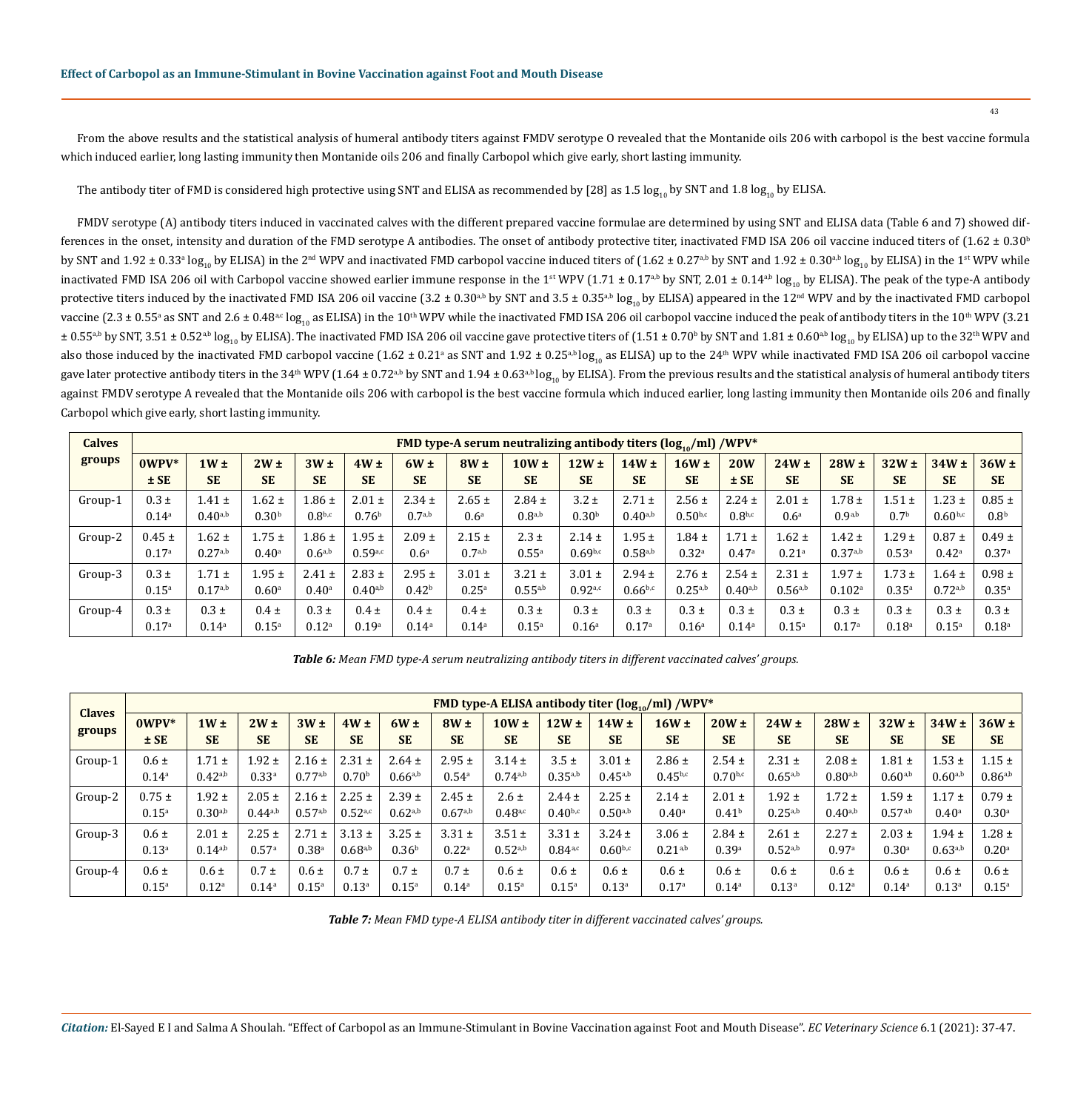From the above results and the statistical analysis of humeral antibody titers against FMDV serotype O revealed that the Montanide oils 206 with carbopol is the best vaccine formula which induced earlier, long lasting immunity then Montanide oils 206 and finally Carbopol which give early, short lasting immunity.

The antibody titer of FMD is considered high protective using SNT and ELISA as recommended by [28] as 1.5 $\log_{10}$ by SNT and 1.8 $\log_{10}$ by ELISA.

FMDV serotype (A) antibody titers induced in vaccinated calves with the different prepared vaccine formulae are determined by using SNT and ELISA data (Table 6 and 7) showed differences in the onset, intensity and duration of the FMD serotype A antibodies. The onset of antibody protective titer, inactivated FMD ISA 206 oil vaccine induced titers of (1.62 ± 0.30[b] by SNT and 1.92 ± 0.33[a] $\log_{10}$ by ELISA) in the 2[nd] WPV and inactivated FMD carbopol vaccine induced titers of (1.62 ± 0.27[a,b] by SNT and 1.92 ± 0.30[a,b] $\log_{10}$ by ELISA) in the 1[st] WPV while inactivated FMD ISA 206 oil with Carbopol vaccine showed earlier immune response in the 1[st] WPV (1.71 ± 0.17[a,b] by SNT, 2.01 ± 0.14[a,b] $\log_{10}$ by ELISA). The peak of the type-A antibody protective titers induced by the inactivated FMD ISA 206 oil vaccine (3.2 ± 0.30[a,b] by SNT and 3.5 ± 0.35[a,b] $\log_{10}$ by ELISA) appeared in the 12[nd] WPV and by the inactivated FMD carbopol vaccine (2.3 ± 0.55[a] as SNT and 2.6 ± 0.48[a,c] $\log_{10}$ as ELISA) in the 10[th] WPV while the inactivated FMD ISA 206 oil carbopol vaccine induced the peak of antibody titers in the 10[th] WPV (3.21 ± 0.55[a,b] by SNT, 3.51 ± 0.52[a,b] $\log_{10}$ by ELISA). The inactivated FMD ISA 206 oil vaccine gave protective titers of (1.51 ± 0.70[b] by SNT and 1.81 ± 0.60[a,b] $\log_{10}$ by ELISA) up to the 32[th] WPV and also those induced by the inactivated FMD carbopol vaccine (1.62 ± 0.21[a] as SNT and 1.92 ± 0.25[a,b] $\log_{10}$ as ELISA) up to the 24[th] WPV while inactivated FMD ISA 206 oil carbopol vaccine gave later protective antibody titers in the 34[th] WPV (1.64 ± 0.72[a,b] by SNT and 1.94 ± 0.63[a,b] $\log_{10}$ by ELISA). From the previous results and the statistical analysis of humeral antibody titers against FMDV serotype A revealed that the Montanide oils 206 with carbopol is the best vaccine formula which induced earlier, long lasting immunity then Montanide oils 206 and finally Carbopol which give early, short lasting immunity.

| Calves groups | FMD type-A serum neutralizing antibody titers ($\log_{10}$/ml) /WPV* | | | | | | | | | | | | | | | | |
|---|---|---|---|---|---|---|---|---|---|---|---|---|---|---|---|---|---|
| | 0WPV* ± SE | 1W ± SE | 2W ± SE | 3W ± SE | 4W ± SE | 6W ± SE | 8W ± SE | 10W ± SE | 12W ± SE | 14W ± SE | 16W ± SE | 20W ± SE | 24W ± SE | 28W ± SE | 32W ± SE | 34W ± SE | 36W ± SE |
| Group-1 | 0.3 ± 0.14[a] | 1.41 ± 0.40[a,b] | 1.62 ± 0.30[b] | 1.86 ± 0.8[b,c] | 2.01 ± 0.76[b] | 2.34 ± 0.7[a,b] | 2.65 ± 0.6[a] | 2.84 ± 0.8[a,b] | 3.2 ± 0.30[b] | 2.71 ± 0.40[a,b] | 2.56 ± 0.50[b,c] | 2.24 ± 0.8[b,c] | 2.01 ± 0.6[a] | 1.78 ± 0.9[a,b] | 1.51 ± 0.7[b] | 1.23 ± 0.60[b,c] | 0.85 ± 0.8[b] |
| Group-2 | 0.45 ± 0.17[a] | 1.62 ± 0.27[a,b] | 1.75 ± 0.40[a] | 1.86 ± 0.6[a,b] | 1.95 ± 0.59[a,c] | 2.09 ± 0.6[a] | 2.15 ± 0.7[a,b] | 2.3 ± 0.55[a] | 2.14 ± 0.69[b,c] | 1.95 ± 0.58[a,b] | 1.84 ± 0.32[a] | 1.71 ± 0.47[a] | 1.62 ± 0.21[a] | 1.42 ± 0.37[a,b] | 1.29 ± 0.53[a] | 0.87 ± 0.42[a] | 0.49 ± 0.37[a] |
| Group-3 | 0.3 ± 0.15[a] | 1.71 ± 0.17[a,b] | 1.95 ± 0.60[a] | 2.41 ± 0.40[a] | 2.83 ± 0.40[a,b] | 2.95 ± 0.42[b] | 3.01 ± 0.25[a] | 3.21 ± 0.55[a,b] | 3.01 ± 0.92[a,c] | 2.94 ± 0.66[b,c] | 2.76 ± 0.25[a,b] | 2.54 ± 0.40[a,b] | 2.31 ± 0.56[a,b] | 1.97 ± 0.102[a] | 1.73 ± 0.35[a] | 1.64 ± 0.72[a,b] | 0.98 ± 0.35[a] |
| Group-4 | 0.3 ± 0.17[a] | 0.3 ± 0.14[a] | 0.4 ± 0.15[a] | 0.3 ± 0.12[a] | 0.4 ± 0.19[a] | 0.4 ± 0.14[a] | 0.4 ± 0.14[a] | 0.3 ± 0.15[a] | 0.3 ± 0.16[a] | 0.3 ± 0.17[a] | 0.3 ± 0.16[a] | 0.3 ± 0.14[a] | 0.3 ± 0.15[a] | 0.3 ± 0.17[a] | 0.3 ± 0.18[a] | 0.3 ± 0.15[a] | 0.3 ± 0.18[a] |

***Table 6:*** *Mean FMD type-A serum neutralizing antibody titers in different vaccinated calves' groups.*

| Claves groups | FMD type-A ELISA antibody titer ($\log_{10}$/ml) /WPV* | | | | | | | | | | | | | | | | |
|---|---|---|---|---|---|---|---|---|---|---|---|---|---|---|---|---|---|
| | 0WPV* ± SE | 1W ± SE | 2W ± SE | 3W ± SE | 4W ± SE | 6W ± SE | 8W ± SE | 10W ± SE | 12W ± SE | 14W ± SE | 16W ± SE | 20W ± SE | 24W ± SE | 28W ± SE | 32W ± SE | 34W ± SE | 36W ± SE |
| Group-1 | 0.6 ± 0.14[a] | 1.71 ± 0.42[a,b] | 1.92 ± 0.33[a] | 2.16 ± 0.77[a,b] | 2.31 ± 0.70[b] | 2.64 ± 0.66[a,b] | 2.95 ± 0.54[a] | 3.14 ± 0.74[a,b] | 3.5 ± 0.35[a,b] | 3.01 ± 0.45[a,b] | 2.86 ± 0.45[b,c] | 2.54 ± 0.70[b,c] | 2.31 ± 0.65[a,b] | 2.08 ± 0.80[a,b] | 1.81 ± 0.60[a,b] | 1.53 ± 0.60[a,b] | 1.15 ± 0.86[a,b] |
| Group-2 | 0.75 ± 0.15[a] | 1.92 ± 0.30[a,b] | 2.05 ± 0.44[a,b] | 2.16 ± 0.57[a,b] | 2.25 ± 0.52[a,c] | 2.39 ± 0.62[a,b] | 2.45 ± 0.67[a,b] | 2.6 ± 0.48[a,c] | 2.44 ± 0.40[b,c] | 2.25 ± 0.50[a,b] | 2.14 ± 0.40[a] | 2.01 ± 0.41[b] | 1.92 ± 0.25[a,b] | 1.72 ± 0.40[a,b] | 1.59 ± 0.57[a,b] | 1.17 ± 0.40[a] | 0.79 ± 0.30[a] |
| Group-3 | 0.6 ± 0.13[a] | 2.01 ± 0.14[a,b] | 2.25 ± 0.57[a] | 2.71 ± 0.38[a] | 3.13 ± 0.68[a,b] | 3.25 ± 0.36[b] | 3.31 ± 0.22[a] | 3.51 ± 0.52[a,b] | 3.31 ± 0.84[a,c] | 3.24 ± 0.60[b,c] | 3.06 ± 0.21[a,b] | 2.84 ± 0.39[a] | 2.61 ± 0.52[a,b] | 2.27 ± 0.97[a] | 2.03 ± 0.30[a] | 1.94 ± 0.63[a,b] | 1.28 ± 0.20[a] |
| Group-4 | 0.6 ± 0.15[a] | 0.6 ± 0.12[a] | 0.7 ± 0.14[a] | 0.6 ± 0.15[a] | 0.7 ± 0.13[a] | 0.7 ± 0.15[a] | 0.7 ± 0.14[a] | 0.6 ± 0.15[a] | 0.6 ± 0.15[a] | 0.6 ± 0.13[a] | 0.6 ± 0.17[a] | 0.6 ± 0.14[a] | 0.6 ± 0.13[a] | 0.6 ± 0.12[a] | 0.6 ± 0.14[a] | 0.6 ± 0.13[a] | 0.6 ± 0.15[a] |

***Table 7:*** *Mean FMD type-A ELISA antibody titer in different vaccinated calves' groups.*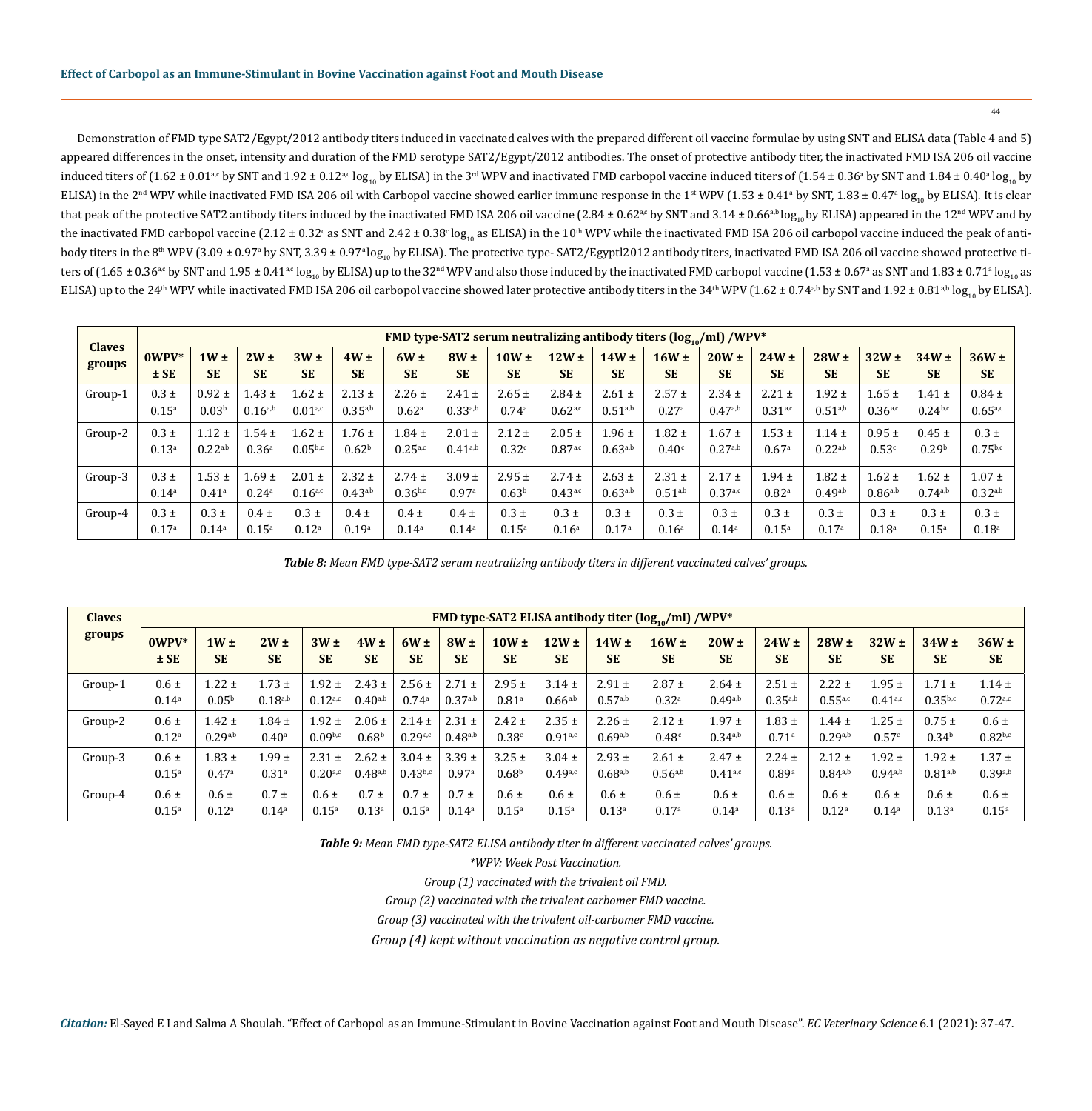Demonstration of FMD type SAT2/Egypt/2012 antibody titers induced in vaccinated calves with the prepared different oil vaccine formulae by using SNT and ELISA data (Table 4 and 5) appeared differences in the onset, intensity and duration of the FMD serotype SAT2/Egypt/2012 antibodies. The onset of protective antibody titer, the inactivated FMD ISA 206 oil vaccine induced titers of (1.62 ± 0.01$^{a,c}$ by SNT and 1.92 ± 0.12$^{a,c}$ $log_{10}$ by ELISA) in the 3rd WPV and inactivated FMD carbopol vaccine induced titers of (1.54 ± 0.36$^{a}$ by SNT and 1.84 ± 0.40$^{a}$ $log_{10}$ by ELISA) in the 2nd WPV while inactivated FMD ISA 206 oil with Carbopol vaccine showed earlier immune response in the 1st WPV (1.53 ± 0.41$^{a}$ by SNT, 1.83 ± 0.47$^{a}$ $log_{10}$ by ELISA). It is clear that peak of the protective SAT2 antibody titers induced by the inactivated FMD ISA 206 oil vaccine (2.84 ± 0.62$^{a,c}$ by SNT and 3.14 ± 0.66$^{a,b}$ $log_{10}$ by ELISA) appeared in the 12nd WPV and by the inactivated FMD carbopol vaccine (2.12 ± 0.32$^{c}$ as SNT and 2.42 ± 0.38$^{c}$ $log_{10}$ as ELISA) in the 10th WPV while the inactivated FMD ISA 206 oil carbopol vaccine induced the peak of antibody titers in the 8th WPV (3.09 ± 0.97$^{a}$ by SNT, 3.39 ± 0.97$^{a}$ $log_{10}$ by ELISA). The protective type- SAT2/Egyptl2012 antibody titers, inactivated FMD ISA 206 oil vaccine showed protective titers of (1.65 ± 0.36$^{a,c}$ by SNT and 1.95 ± 0.41$^{a,c}$ $log_{10}$ by ELISA) up to the 32nd WPV and also those induced by the inactivated FMD carbopol vaccine (1.53 ± 0.67$^{a}$ as SNT and 1.83 ± 0.71$^{a}$ $log_{10}$ as ELISA) up to the 24th WPV while inactivated FMD ISA 206 oil carbopol vaccine showed later protective antibody titers in the 34th WPV (1.62 ± 0.74$^{a,b}$ by SNT and 1.92 ± 0.81$^{a,b}$ $log_{10}$ by ELISA).

| Claves groups | FMD type-SAT2 serum neutralizing antibody titers ($log_{10}$/ml) /WPV* | | | | | | | | | | | | | | | | |
|---|---|---|---|---|---|---|---|---|---|---|---|---|---|---|---|---|---|
| | 0WPV* ± SE | 1W ± SE | 2W ± SE | 3W ± SE | 4W ± SE | 6W ± SE | 8W ± SE | 10W ± SE | 12W ± SE | 14W ± SE | 16W ± SE | 20W ± SE | 24W ± SE | 28W ± SE | 32W ± SE | 34W ± SE | 36W ± SE |
| Group-1 | 0.3 ± 0.15$^{a}$ | 0.92 ± 0.03$^{b}$ | 1.43 ± 0.16$^{a,b}$ | 1.62 ± 0.01$^{a,c}$ | 2.13 ± 0.35$^{a,b}$ | 2.26 ± 0.62$^{a}$ | 2.41 ± 0.33$^{a,b}$ | 2.65 ± 0.74$^{a}$ | 2.84 ± 0.62$^{a,c}$ | 2.61 ± 0.51$^{a,b}$ | 2.57 ± 0.27$^{a}$ | 2.34 ± 0.47$^{a,b}$ | 2.21 ± 0.31$^{a,c}$ | 1.92 ± 0.51$^{a,b}$ | 1.65 ± 0.36$^{a,c}$ | 1.41 ± 0.24$^{b,c}$ | 0.84 ± 0.65$^{a,c}$ |
| Group-2 | 0.3 ± 0.13$^{a}$ | 1.12 ± 0.22$^{a,b}$ | 1.54 ± 0.36$^{a}$ | 1.62 ± 0.05$^{b,c}$ | 1.76 ± 0.62$^{b}$ | 1.84 ± 0.25$^{a,c}$ | 2.01 ± 0.41$^{a,b}$ | 2.12 ± 0.32$^{c}$ | 2.05 ± 0.87$^{a,c}$ | 1.96 ± 0.63$^{a,b}$ | 1.82 ± 0.40$^{c}$ | 1.67 ± 0.27$^{a,b}$ | 1.53 ± 0.67$^{a}$ | 1.14 ± 0.22$^{a,b}$ | 0.95 ± 0.53$^{c}$ | 0.45 ± 0.29$^{b}$ | 0.3 ± 0.75$^{b,c}$ |
| Group-3 | 0.3 ± 0.14$^{a}$ | 1.53 ± 0.41$^{a}$ | 1.69 ± 0.24$^{a}$ | 2.01 ± 0.16$^{a,c}$ | 2.32 ± 0.43$^{a,b}$ | 2.74 ± 0.36$^{b,c}$ | 3.09 ± 0.97$^{a}$ | 2.95 ± 0.63$^{b}$ | 2.74 ± 0.43$^{a,c}$ | 2.63 ± 0.63$^{a,b}$ | 2.31 ± 0.51$^{a,b}$ | 2.17 ± 0.37$^{a,c}$ | 1.94 ± 0.82$^{a}$ | 1.82 ± 0.49$^{a,b}$ | 1.62 ± 0.86$^{a,b}$ | 1.62 ± 0.74$^{a,b}$ | 1.07 ± 0.32$^{a,b}$ |
| Group-4 | 0.3 ± 0.17$^{a}$ | 0.3 ± 0.14$^{a}$ | 0.4 ± 0.15$^{a}$ | 0.3 ± 0.12$^{a}$ | 0.4 ± 0.19$^{a}$ | 0.4 ± 0.14$^{a}$ | 0.4 ± 0.14$^{a}$ | 0.3 ± 0.15$^{a}$ | 0.3 ± 0.16$^{a}$ | 0.3 ± 0.17$^{a}$ | 0.3 ± 0.16$^{a}$ | 0.3 ± 0.14$^{a}$ | 0.3 ± 0.15$^{a}$ | 0.3 ± 0.17$^{a}$ | 0.3 ± 0.18$^{a}$ | 0.3 ± 0.15$^{a}$ | 0.3 ± 0.18$^{a}$ |

***Table 8:*** *Mean FMD type-SAT2 serum neutralizing antibody titers in different vaccinated calves' groups.*

| Claves groups | FMD type-SAT2 ELISA antibody titer ($log_{10}$/ml) /WPV* | | | | | | | | | | | | | | | | |
|---|---|---|---|---|---|---|---|---|---|---|---|---|---|---|---|---|---|
| | 0WPV* ± SE | 1W ± SE | 2W ± SE | 3W ± SE | 4W ± SE | 6W ± SE | 8W ± SE | 10W ± SE | 12W ± SE | 14W ± SE | 16W ± SE | 20W ± SE | 24W ± SE | 28W ± SE | 32W ± SE | 34W ± SE | 36W ± SE |
| Group-1 | 0.6 ± 0.14$^{a}$ | 1.22 ± 0.05$^{b}$ | 1.73 ± 0.18$^{a,b}$ | 1.92 ± 0.12$^{a,c}$ | 2.43 ± 0.40$^{a,b}$ | 2.56 ± 0.74$^{a}$ | 2.71 ± 0.37$^{a,b}$ | 2.95 ± 0.81$^{a}$ | 3.14 ± 0.66$^{a,b}$ | 2.91 ± 0.57$^{a,b}$ | 2.87 ± 0.32$^{a}$ | 2.64 ± 0.49$^{a,b}$ | 2.51 ± 0.35$^{a,b}$ | 2.22 ± 0.55$^{a,c}$ | 1.95 ± 0.41$^{a,c}$ | 1.71 ± 0.35$^{b,c}$ | 1.14 ± 0.72$^{a,c}$ |
| Group-2 | 0.6 ± 0.12$^{a}$ | 1.42 ± 0.29$^{a,b}$ | 1.84 ± 0.40$^{a}$ | 1.92 ± 0.09$^{b,c}$ | 2.06 ± 0.68$^{b}$ | 2.14 ± 0.29$^{a,c}$ | 2.31 ± 0.48$^{a,b}$ | 2.42 ± 0.38$^{c}$ | 2.35 ± 0.91$^{a,c}$ | 2.26 ± 0.69$^{a,b}$ | 2.12 ± 0.48$^{c}$ | 1.97 ± 0.34$^{a,b}$ | 1.83 ± 0.71$^{a}$ | 1.44 ± 0.29$^{a,b}$ | 1.25 ± 0.57$^{c}$ | 0.75 ± 0.34$^{b}$ | 0.6 ± 0.82$^{b,c}$ |
| Group-3 | 0.6 ± 0.15$^{a}$ | 1.83 ± 0.47$^{a}$ | 1.99 ± 0.31$^{a}$ | 2.31 ± 0.20$^{a,c}$ | 2.62 ± 0.48$^{a,b}$ | 3.04 ± 0.43$^{b,c}$ | 3.39 ± 0.97$^{a}$ | 3.25 ± 0.68$^{b}$ | 3.04 ± 0.49$^{a,c}$ | 2.93 ± 0.68$^{a,b}$ | 2.61 ± 0.56$^{a,b}$ | 2.47 ± 0.41$^{a,c}$ | 2.24 ± 0.89$^{a}$ | 2.12 ± 0.84$^{a,b}$ | 1.92 ± 0.94$^{a,b}$ | 1.92 ± 0.81$^{a,b}$ | 1.37 ± 0.39$^{a,b}$ |
| Group-4 | 0.6 ± 0.15$^{a}$ | 0.6 ± 0.12$^{a}$ | 0.7 ± 0.14$^{a}$ | 0.6 ± 0.15$^{a}$ | 0.7 ± 0.13$^{a}$ | 0.7 ± 0.15$^{a}$ | 0.7 ± 0.14$^{a}$ | 0.6 ± 0.15$^{a}$ | 0.6 ± 0.15$^{a}$ | 0.6 ± 0.13$^{a}$ | 0.6 ± 0.17$^{a}$ | 0.6 ± 0.14$^{a}$ | 0.6 ± 0.13$^{a}$ | 0.6 ± 0.12$^{a}$ | 0.6 ± 0.14$^{a}$ | 0.6 ± 0.13$^{a}$ | 0.6 ± 0.15$^{a}$ |

***Table 9:*** *Mean FMD type-SAT2 ELISA antibody titer in different vaccinated calves' groups.*

*\*WPV: Week Post Vaccination.*

*Group (1) vaccinated with the trivalent oil FMD.*

*Group (2) vaccinated with the trivalent carbomer FMD vaccine.*

*Group (3) vaccinated with the trivalent oil-carbomer FMD vaccine.*

*Group (4) kept without vaccination as negative control group.*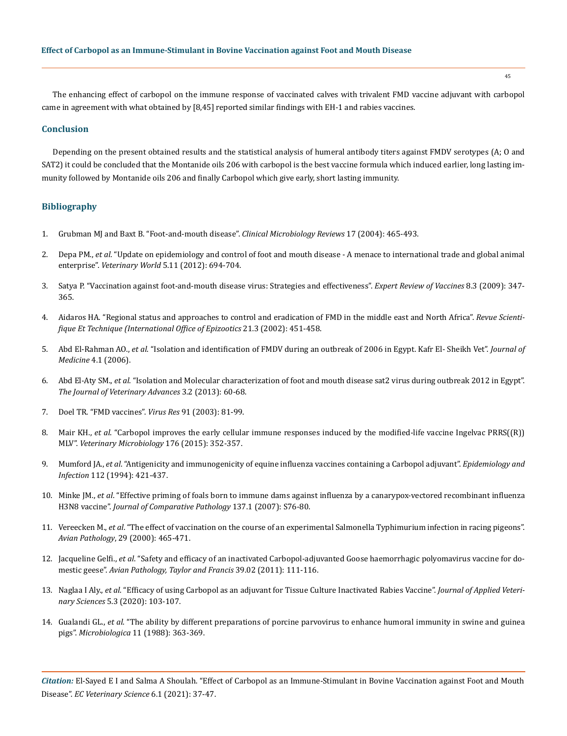The enhancing effect of carbopol on the immune response of vaccinated calves with trivalent FMD vaccine adjuvant with carbopol came in agreement with what obtained by [8,45] reported similar findings with EH-1 and rabies vaccines.

## Conclusion

Depending on the present obtained results and the statistical analysis of humeral antibody titers against FMDV serotypes (A; O and SAT2) it could be concluded that the Montanide oils 206 with carbopol is the best vaccine formula which induced earlier, long lasting immunity followed by Montanide oils 206 and finally Carbopol which give early, short lasting immunity.

## Bibliography

1. Grubman MJ and Baxt B. "Foot-and-mouth disease". *Clinical Microbiology Reviews* 17 (2004): 465-493.
2. Depa PM., *et al*. "Update on epidemiology and control of foot and mouth disease - A menace to international trade and global animal enterprise". *Veterinary World* 5.11 (2012): 694-704.
3. Satya P. "Vaccination against foot-and-mouth disease virus: Strategies and effectiveness". *Expert Review of Vaccines* 8.3 (2009): 347-365.
4. Aidaros HA. "Regional status and approaches to control and eradication of FMD in the middle east and North Africa". *Revue Scientifique Et Technique (International Office of Epizootics* 21.3 (2002): 451-458.
5. Abd El-Rahman AO., *et al*. "Isolation and identification of FMDV during an outbreak of 2006 in Egypt. Kafr El- Sheikh Vet". *Journal of Medicine* 4.1 (2006).
6. Abd El-Aty SM., *et al*. "Isolation and Molecular characterization of foot and mouth disease sat2 virus during outbreak 2012 in Egypt". *The Journal of Veterinary Advances* 3.2 (2013): 60-68.
7. Doel TR. "FMD vaccines". *Virus Res* 91 (2003): 81-99.
8. Mair KH., *et al*. "Carbopol improves the early cellular immune responses induced by the modified-life vaccine Ingelvac PRRS((R)) MLV". *Veterinary Microbiology* 176 (2015): 352-357.
9. Mumford JA., *et al*. "Antigenicity and immunogenicity of equine influenza vaccines containing a Carbopol adjuvant". *Epidemiology and Infection* 112 (1994): 421-437.
10. Minke JM., *et al*. "Effective priming of foals born to immune dams against influenza by a canarypox-vectored recombinant influenza H3N8 vaccine". *Journal of Comparative Pathology* 137.1 (2007): S76-80.
11. Vereecken M., *et al*. "The effect of vaccination on the course of an experimental Salmonella Typhimurium infection in racing pigeons". *Avian Pathology*, 29 (2000): 465-471.
12. Jacqueline Gelfi., *et al*. "Safety and efficacy of an inactivated Carbopol-adjuvanted Goose haemorrhagic polyomavirus vaccine for domestic geese". *Avian Pathology, Taylor and Francis* 39.02 (2011): 111-116.
13. Naglaa I Aly., *et al*. "Efficacy of using Carbopol as an adjuvant for Tissue Culture Inactivated Rabies Vaccine". *Journal of Applied Veterinary Sciences* 5.3 (2020): 103-107.
14. Gualandi GL., *et al*. "The ability by different preparations of porcine parvovirus to enhance humoral immunity in swine and guinea pigs". *Microbiologica* 11 (1988): 363-369.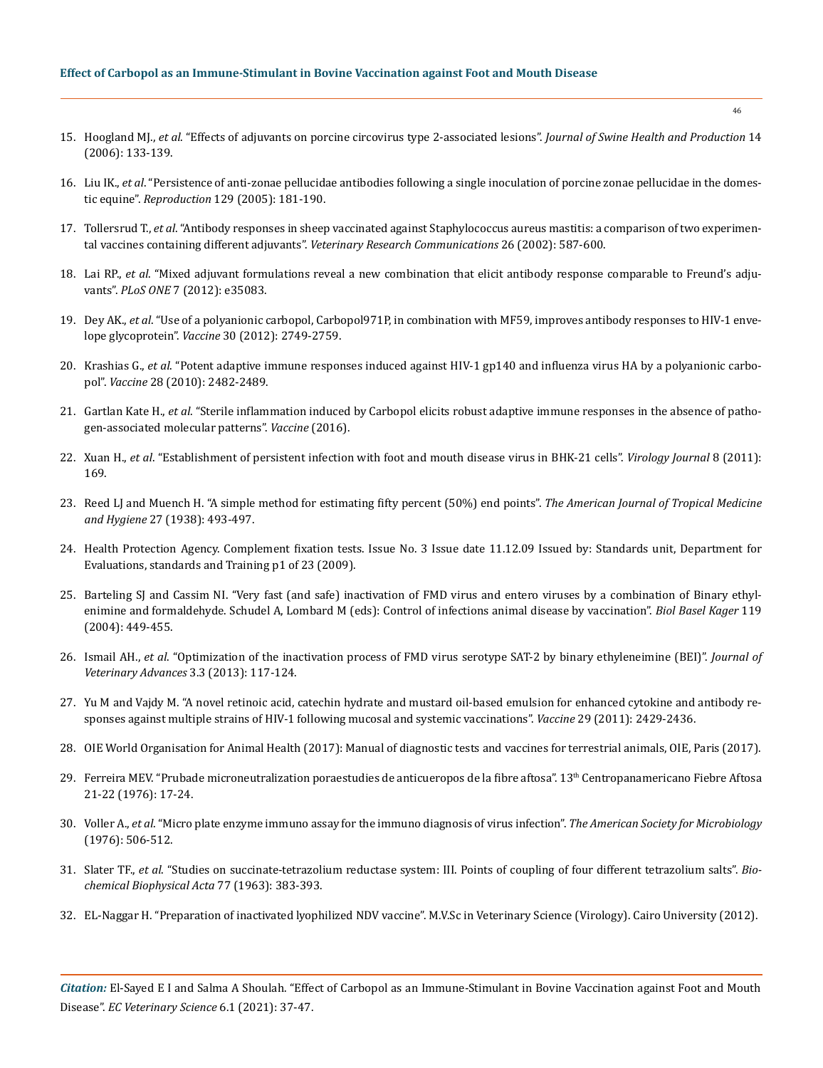15. Hoogland MJ., *et al*. "Effects of adjuvants on porcine circovirus type 2-associated lesions". *Journal of Swine Health and Production* 14 (2006): 133-139.
16. Liu IK., *et al*. "Persistence of anti-zonae pellucidae antibodies following a single inoculation of porcine zonae pellucidae in the domestic equine". *Reproduction* 129 (2005): 181-190.
17. Tollersrud T., *et al*. "Antibody responses in sheep vaccinated against Staphylococcus aureus mastitis: a comparison of two experimental vaccines containing different adjuvants". *Veterinary Research Communications* 26 (2002): 587-600.
18. Lai RP., *et al*. "Mixed adjuvant formulations reveal a new combination that elicit antibody response comparable to Freund's adjuvants". *PLoS ONE* 7 (2012): e35083.
19. Dey AK., *et al*. "Use of a polyanionic carbopol, Carbopol971P, in combination with MF59, improves antibody responses to HIV-1 envelope glycoprotein". *Vaccine* 30 (2012): 2749-2759.
20. Krashias G., *et al*. "Potent adaptive immune responses induced against HIV-1 gp140 and influenza virus HA by a polyanionic carbopol". *Vaccine* 28 (2010): 2482-2489.
21. Gartlan Kate H., *et al*. "Sterile inflammation induced by Carbopol elicits robust adaptive immune responses in the absence of pathogen-associated molecular patterns". *Vaccine* (2016).
22. Xuan H., *et al*. "Establishment of persistent infection with foot and mouth disease virus in BHK-21 cells". *Virology Journal* 8 (2011): 169.
23. Reed LJ and Muench H. "A simple method for estimating fifty percent (50%) end points". *The American Journal of Tropical Medicine and Hygiene* 27 (1938): 493-497.
24. Health Protection Agency. Complement fixation tests. Issue No. 3 Issue date 11.12.09 Issued by: Standards unit, Department for Evaluations, standards and Training p1 of 23 (2009).
25. Barteling SJ and Cassim NI. "Very fast (and safe) inactivation of FMD virus and entero viruses by a combination of Binary ethylenimine and formaldehyde. Schudel A, Lombard M (eds): Control of infections animal disease by vaccination". *Biol Basel Kager* 119 (2004): 449-455.
26. Ismail AH., *et al*. "Optimization of the inactivation process of FMD virus serotype SAT-2 by binary ethyleneimine (BEI)". *Journal of Veterinary Advances* 3.3 (2013): 117-124.
27. Yu M and Vajdy M. "A novel retinoic acid, catechin hydrate and mustard oil-based emulsion for enhanced cytokine and antibody responses against multiple strains of HIV-1 following mucosal and systemic vaccinations". *Vaccine* 29 (2011): 2429-2436.
28. OIE World Organisation for Animal Health (2017): Manual of diagnostic tests and vaccines for terrestrial animals, OIE, Paris (2017).
29. Ferreira MEV. "Prubade microneutralization poraestudies de anticueropos de la fibre aftosa". 13th Centropanamericano Fiebre Aftosa 21-22 (1976): 17-24.
30. Voller A., *et al*. "Micro plate enzyme immuno assay for the immuno diagnosis of virus infection". *The American Society for Microbiology* (1976): 506-512.
31. Slater TF., *et al*. "Studies on succinate-tetrazolium reductase system: III. Points of coupling of four different tetrazolium salts". *Biochemical Biophysical Acta* 77 (1963): 383-393.
32. EL-Naggar H. "Preparation of inactivated lyophilized NDV vaccine". M.V.Sc in Veterinary Science (Virology). Cairo University (2012).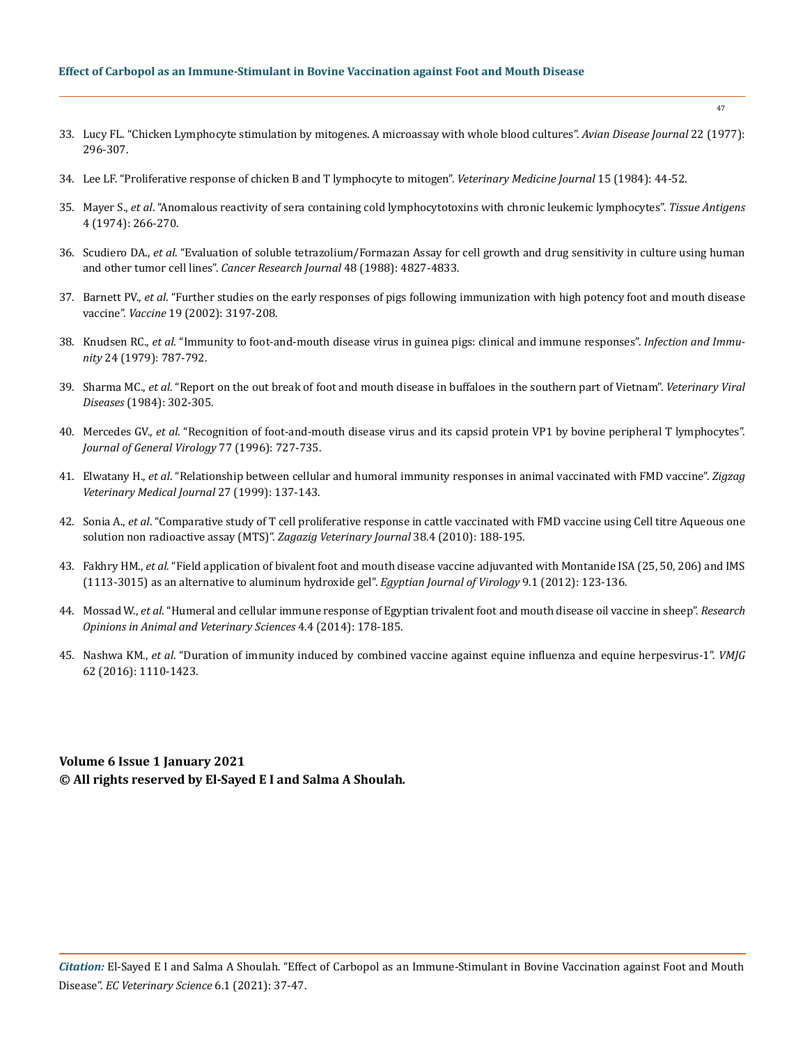33. Lucy FL. "Chicken Lymphocyte stimulation by mitogenes. A microassay with whole blood cultures". *Avian Disease Journal* 22 (1977): 296-307.

34. Lee LF. "Proliferative response of chicken B and T lymphocyte to mitogen". *Veterinary Medicine Journal* 15 (1984): 44-52.

35. Mayer S., *et al*. "Anomalous reactivity of sera containing cold lymphocytotoxins with chronic leukemic lymphocytes". *Tissue Antigens* 4 (1974): 266-270.

36. Scudiero DA., *et al*. "Evaluation of soluble tetrazolium/Formazan Assay for cell growth and drug sensitivity in culture using human and other tumor cell lines". *Cancer Research Journal* 48 (1988): 4827-4833.

37. Barnett PV., *et al*. "Further studies on the early responses of pigs following immunization with high potency foot and mouth disease vaccine". *Vaccine* 19 (2002): 3197-208.

38. Knudsen RC., *et al*. "Immunity to foot-and-mouth disease virus in guinea pigs: clinical and immune responses". *Infection and Immunity* 24 (1979): 787-792.

39. Sharma MC., *et al*. "Report on the out break of foot and mouth disease in buffaloes in the southern part of Vietnam". *Veterinary Viral Diseases* (1984): 302-305.

40. Mercedes GV., *et al*. "Recognition of foot-and-mouth disease virus and its capsid protein VP1 by bovine peripheral T lymphocytes". *Journal of General Virology* 77 (1996): 727-735.

41. Elwatany H., *et al*. "Relationship between cellular and humoral immunity responses in animal vaccinated with FMD vaccine". *Zigzag Veterinary Medical Journal* 27 (1999): 137-143.

42. Sonia A., *et al*. "Comparative study of T cell proliferative response in cattle vaccinated with FMD vaccine using Cell titre Aqueous one solution non radioactive assay (MTS)". *Zagazig Veterinary Journal* 38.4 (2010): 188-195.

43. Fakhry HM., *et al*. "Field application of bivalent foot and mouth disease vaccine adjuvanted with Montanide ISA (25, 50, 206) and IMS (1113-3015) as an alternative to aluminum hydroxide gel". *Egyptian Journal of Virology* 9.1 (2012): 123-136.

44. Mossad W., *et al*. "Humeral and cellular immune response of Egyptian trivalent foot and mouth disease oil vaccine in sheep". *Research Opinions in Animal and Veterinary Sciences* 4.4 (2014): 178-185.

45. Nashwa KM., *et al*. "Duration of immunity induced by combined vaccine against equine influenza and equine herpesvirus-1". *VMJG* 62 (2016): 1110-1423.

**Volume 6 Issue 1 January 2021**
**© All rights reserved by El-Sayed E I and Salma A Shoulah.**